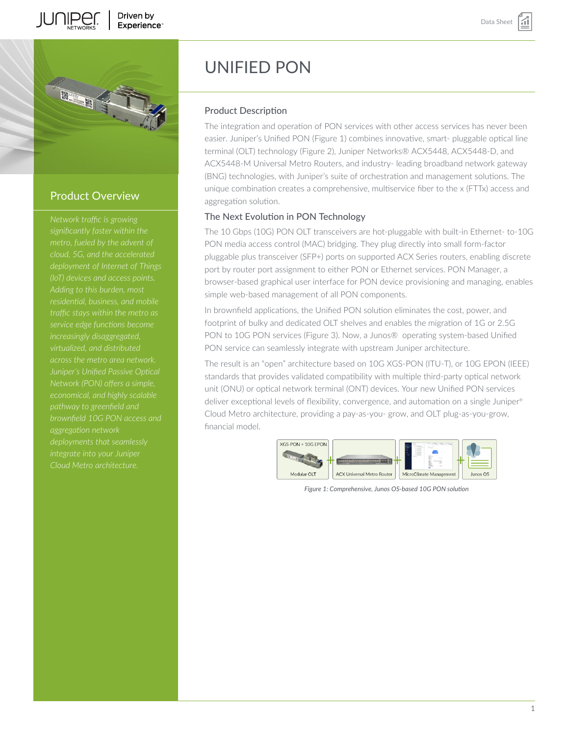# UNIFIED PON

## Product Overview

*Network traffic is growing significantly faster within the metro, fueled by the advent of cloud, 5G, and the accelerated deployment of Internet of Things (IoT) devices and access points. Adding to this burden, most residential, business, and mobile traffic stays within the metro as service edge functions become increasingly disaggregated, virtualized, and distributed across the metro area network. Juniper's Unified Passive Optical Network (PON) offers a simple, economical, and highly scalable pathway to greenfield and brownfield 10G PON access and aggregation network deployments that seamlessly integrate into your Juniper Cloud Metro architecture.*

## Product Description

The integration and operation of PON services with other access services has never been easier. Juniper's Unified PON (Figure 1) combines innovative, smart- pluggable optical line terminal (OLT) technology (Figure 2), Juniper Networks® ACX5448, ACX5448-D, and ACX5448-M Universal Metro Routers, and industry- leading broadband network gateway (BNG) technologies, with Juniper's suite of orchestration and management solutions. The unique combination creates a comprehensive, multiservice fiber to the x (FTTx) access and aggregation solution.

## The Next Evolution in PON Technology

The 10 Gbps (10G) PON OLT transceivers are hot-pluggable with built-in Ethernet- to-10G PON media access control (MAC) bridging. They plug directly into small form-factor pluggable plus transceiver (SFP+) ports on supported ACX Series routers, enabling discrete port by router port assignment to either PON or Ethernet services. PON Manager, a browser-based graphical user interface for PON device provisioning and managing, enables simple web-based management of all PON components.

In brownfield applications, the Unified PON solution eliminates the cost, power, and footprint of bulky and dedicated OLT shelves and enables the migration of 1G or 2.5G PON to 10G PON services (Figure 3). Now, a Junos® operating system-based Unified PON service can seamlessly integrate with upstream Juniper architecture.

The result is an "open" architecture based on 10G XGS-PON (ITU-T), or 10G EPON (IEEE) standards that provides validated compatibility with multiple third-party optical network unit (ONU) or optical network terminal (ONT) devices. Your new Unified PON services deliver exceptional levels of flexibility, convergence, and automation on a single Juniper® Cloud Metro architecture, providing a pay-as-you- grow, and OLT plug-as-you-grow, financial model.

XGS-PON + 10G EPON — Modular OLT + ACX Universal Metro Router + MicroClimate Management + Junos OS

*Figure 1: Comprehensive, Junos OS-based 10G PON solution*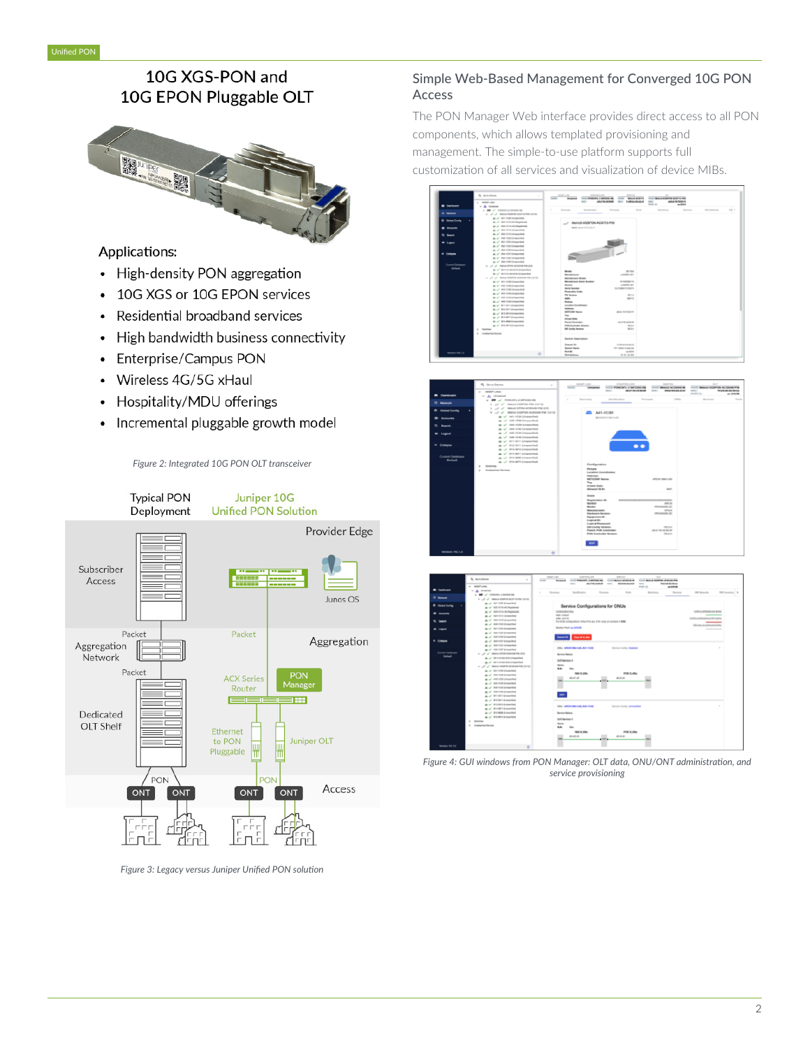## 10G XGS-PON and 10G EPON Pluggable OLT

Applications:

- High-density PON aggregation
- 10G XGS or 10G EPON services
- Residential broadband services
- High bandwidth business connectivity
- Enterprise/Campus PON
- Wireless 4G/5G xHaul
- Hospitality/MDU offerings
- Incremental pluggable growth model

*Figure 2: Integrated 10G PON OLT transceiver*

*Figure 3: Legacy versus Juniper Unified PON solution*

## Simple Web-Based Management for Converged 10G PON Access

The PON Manager Web interface provides direct access to all PON components, which allows templated provisioning and management. The simple-to-use platform supports full customization of all services and visualization of device MIBs.

*Figure 4: GUI windows from PON Manager: OLT data, ONU/ONT administration, and service provisioning*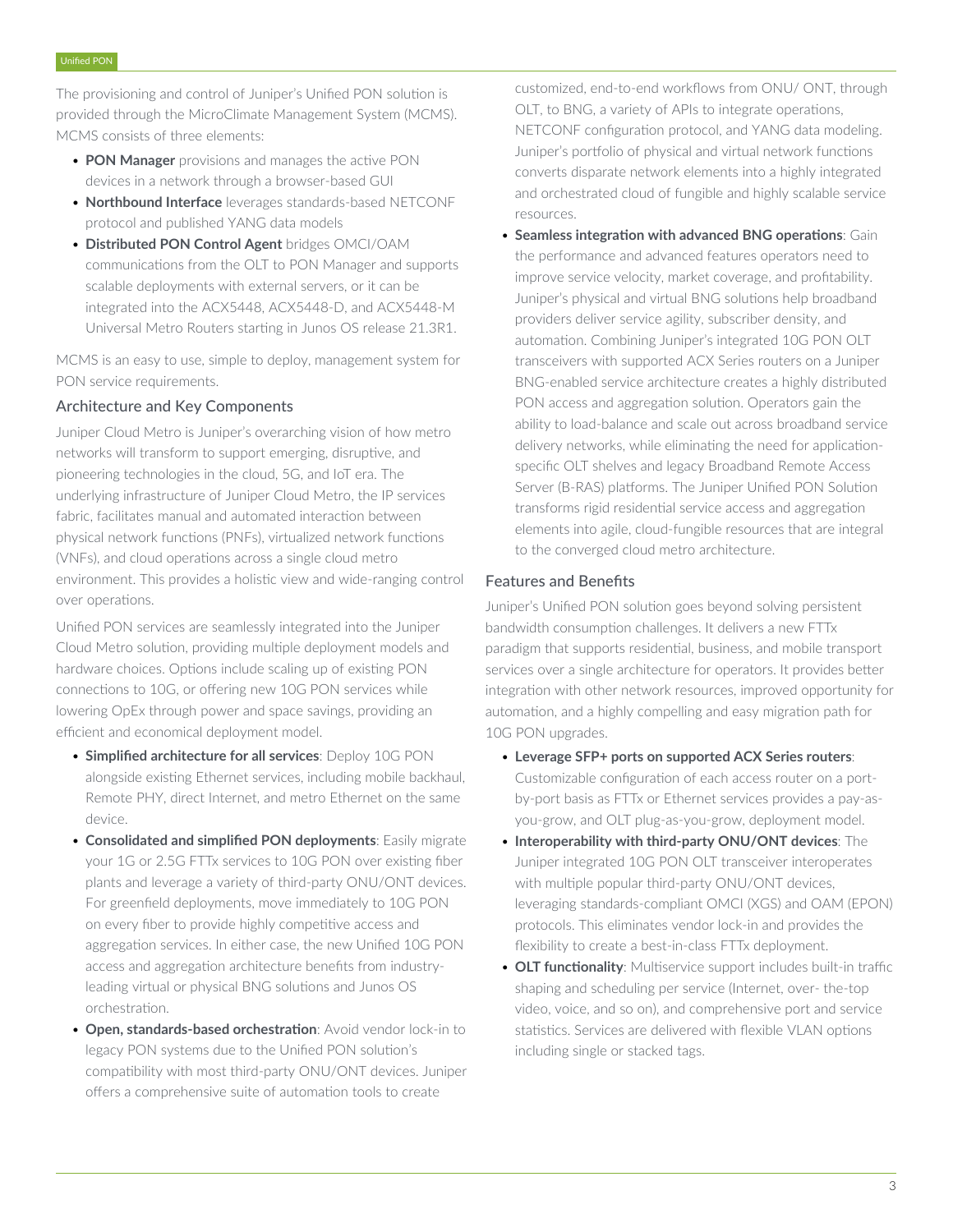The provisioning and control of Juniper's Unified PON solution is provided through the MicroClimate Management System (MCMS). MCMS consists of three elements:

- **PON Manager** provisions and manages the active PON devices in a network through a browser-based GUI
- **Northbound Interface** leverages standards-based NETCONF protocol and published YANG data models
- **Distributed PON Control Agent** bridges OMCI/OAM communications from the OLT to PON Manager and supports scalable deployments with external servers, or it can be integrated into the ACX5448, ACX5448-D, and ACX5448-M Universal Metro Routers starting in Junos OS release 21.3R1.

MCMS is an easy to use, simple to deploy, management system for PON service requirements.

## Architecture and Key Components

Juniper Cloud Metro is Juniper's overarching vision of how metro networks will transform to support emerging, disruptive, and pioneering technologies in the cloud, 5G, and IoT era. The underlying infrastructure of Juniper Cloud Metro, the IP services fabric, facilitates manual and automated interaction between physical network functions (PNFs), virtualized network functions (VNFs), and cloud operations across a single cloud metro environment. This provides a holistic view and wide-ranging control over operations.

Unified PON services are seamlessly integrated into the Juniper Cloud Metro solution, providing multiple deployment models and hardware choices. Options include scaling up of existing PON connections to 10G, or offering new 10G PON services while lowering OpEx through power and space savings, providing an efficient and economical deployment model.

- **Simplified architecture for all services**: Deploy 10G PON alongside existing Ethernet services, including mobile backhaul, Remote PHY, direct Internet, and metro Ethernet on the same device.
- **Consolidated and simplified PON deployments**: Easily migrate your 1G or 2.5G FTTx services to 10G PON over existing fiber plants and leverage a variety of third-party ONU/ONT devices. For greenfield deployments, move immediately to 10G PON on every fiber to provide highly competitive access and aggregation services. In either case, the new Unified 10G PON access and aggregation architecture benefits from industry-leading virtual or physical BNG solutions and Junos OS orchestration.
- **Open, standards-based orchestration**: Avoid vendor lock-in to legacy PON systems due to the Unified PON solution's compatibility with most third-party ONU/ONT devices. Juniper offers a comprehensive suite of automation tools to create customized, end-to-end workflows from ONU/ ONT, through OLT, to BNG, a variety of APIs to integrate operations, NETCONF configuration protocol, and YANG data modeling. Juniper's portfolio of physical and virtual network functions converts disparate network elements into a highly integrated and orchestrated cloud of fungible and highly scalable service resources.
- **Seamless integration with advanced BNG operations**: Gain the performance and advanced features operators need to improve service velocity, market coverage, and profitability. Juniper's physical and virtual BNG solutions help broadband providers deliver service agility, subscriber density, and automation. Combining Juniper's integrated 10G PON OLT transceivers with supported ACX Series routers on a Juniper BNG-enabled service architecture creates a highly distributed PON access and aggregation solution. Operators gain the ability to load-balance and scale out across broadband service delivery networks, while eliminating the need for application-specific OLT shelves and legacy Broadband Remote Access Server (B-RAS) platforms. The Juniper Unified PON Solution transforms rigid residential service access and aggregation elements into agile, cloud-fungible resources that are integral to the converged cloud metro architecture.

## Features and Benefits

Juniper's Unified PON solution goes beyond solving persistent bandwidth consumption challenges. It delivers a new FTTx paradigm that supports residential, business, and mobile transport services over a single architecture for operators. It provides better integration with other network resources, improved opportunity for automation, and a highly compelling and easy migration path for 10G PON upgrades.

- **Leverage SFP+ ports on supported ACX Series routers**: Customizable configuration of each access router on a port-by-port basis as FTTx or Ethernet services provides a pay-as-you-grow, and OLT plug-as-you-grow, deployment model.
- **Interoperability with third-party ONU/ONT devices**: The Juniper integrated 10G PON OLT transceiver interoperates with multiple popular third-party ONU/ONT devices, leveraging standards-compliant OMCI (XGS) and OAM (EPON) protocols. This eliminates vendor lock-in and provides the flexibility to create a best-in-class FTTx deployment.
- **OLT functionality**: Multiservice support includes built-in traffic shaping and scheduling per service (Internet, over- the-top video, voice, and so on), and comprehensive port and service statistics. Services are delivered with flexible VLAN options including single or stacked tags.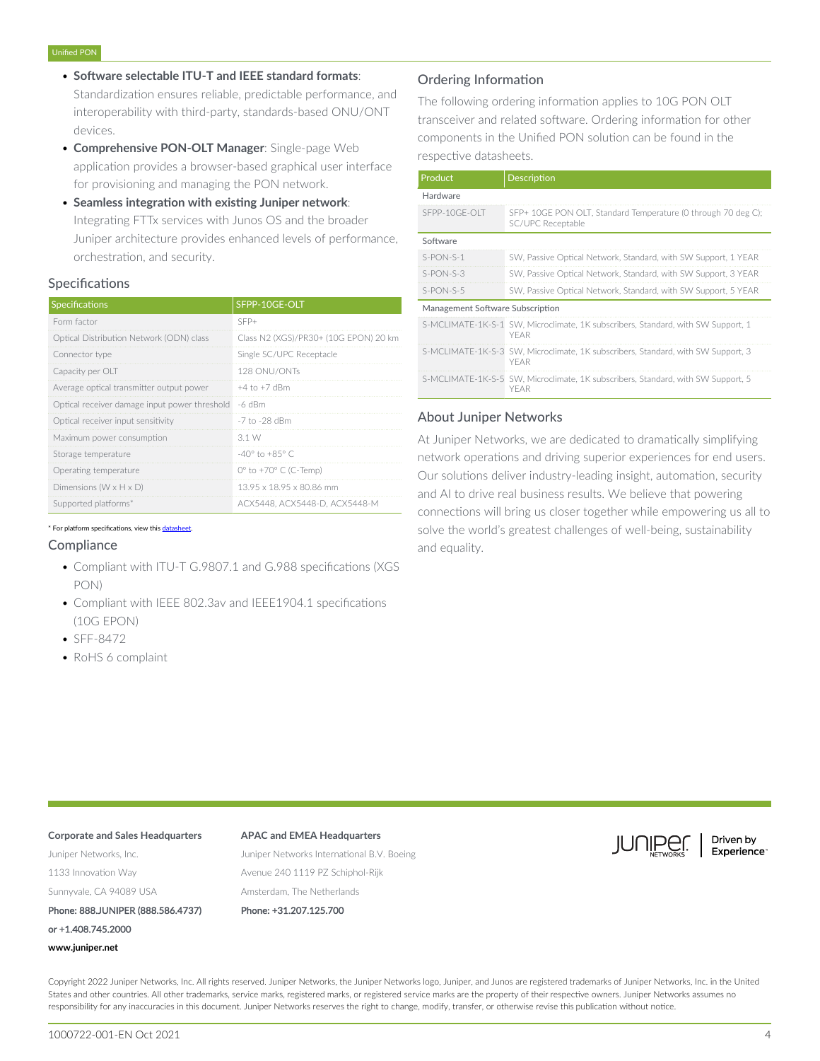- **Software selectable ITU-T and IEEE standard formats**: Standardization ensures reliable, predictable performance, and interoperability with third-party, standards-based ONU/ONT devices.
- **Comprehensive PON-OLT Manager**: Single-page Web application provides a browser-based graphical user interface for provisioning and managing the PON network.
- **Seamless integration with existing Juniper network**: Integrating FTTx services with Junos OS and the broader Juniper architecture provides enhanced levels of performance, orchestration, and security.

## Specifications

| Specifications | SFPP-10GE-OLT |
| --- | --- |
| Form factor | SFP+ |
| Optical Distribution Network (ODN) class | Class N2 (XGS)/PR30+ (10G EPON) 20 km |
| Connector type | Single SC/UPC Receptacle |
| Capacity per OLT | 128 ONU/ONTs |
| Average optical transmitter output power | +4 to +7 dBm |
| Optical receiver damage input power threshold | -6 dBm |
| Optical receiver input sensitivity | -7 to -28 dBm |
| Maximum power consumption | 3.1 W |
| Storage temperature | -40° to +85° C |
| Operating temperature | 0° to +70° C (C-Temp) |
| Dimensions (W x H x D) | 13.95 x 18.95 x 80.86 mm |
| Supported platforms* | ACX5448, ACX5448-D, ACX5448-M |

* For platform specifications, view this datasheet.

## Compliance

- Compliant with ITU-T G.9807.1 and G.988 specifications (XGS PON)
- Compliant with IEEE 802.3av and IEEE1904.1 specifications (10G EPON)
- SFF-8472
- RoHS 6 complaint

## Ordering Information

The following ordering information applies to 10G PON OLT transceiver and related software. Ordering information for other components in the Unified PON solution can be found in the respective datasheets.

| Product | Description |
| --- | --- |
| **Hardware** | |
| SFPP-10GE-OLT | SFP+ 10GE PON OLT, Standard Temperature (0 through 70 deg C); SC/UPC Receptable |
| **Software** | |
| S-PON-S-1 | SW, Passive Optical Network, Standard, with SW Support, 1 YEAR |
| S-PON-S-3 | SW, Passive Optical Network, Standard, with SW Support, 3 YEAR |
| S-PON-S-5 | SW, Passive Optical Network, Standard, with SW Support, 5 YEAR |
| **Management Software Subscription** | |
| S-MCLIMATE-1K-S-1 | SW, Microclimate, 1K subscribers, Standard, with SW Support, 1 YEAR |
| S-MCLIMATE-1K-S-3 | SW, Microclimate, 1K subscribers, Standard, with SW Support, 3 YEAR |
| S-MCLIMATE-1K-S-5 | SW, Microclimate, 1K subscribers, Standard, with SW Support, 5 YEAR |

## About Juniper Networks

At Juniper Networks, we are dedicated to dramatically simplifying network operations and driving superior experiences for end users. Our solutions deliver industry-leading insight, automation, security and AI to drive real business results. We believe that powering connections will bring us closer together while empowering us all to solve the world's greatest challenges of well-being, sustainability and equality.

**Corporate and Sales Headquarters**
Juniper Networks, Inc.
1133 Innovation Way
Sunnyvale, CA 94089 USA
**Phone: 888.JUNIPER (888.586.4737)**
**or +1.408.745.2000**
**www.juniper.net**

**APAC and EMEA Headquarters**
Juniper Networks International B.V. Boeing
Avenue 240 1119 PZ Schiphol-Rijk
Amsterdam, The Netherlands
**Phone: +31.207.125.700**

Juniper Networks | Driven by Experience

Copyright 2022 Juniper Networks, Inc. All rights reserved. Juniper Networks, the Juniper Networks logo, Juniper, and Junos are registered trademarks of Juniper Networks, Inc. in the United States and other countries. All other trademarks, service marks, registered marks, or registered service marks are the property of their respective owners. Juniper Networks assumes no responsibility for any inaccuracies in this document. Juniper Networks reserves the right to change, modify, transfer, or otherwise revise this publication without notice.

1000722-001-EN Oct 2021